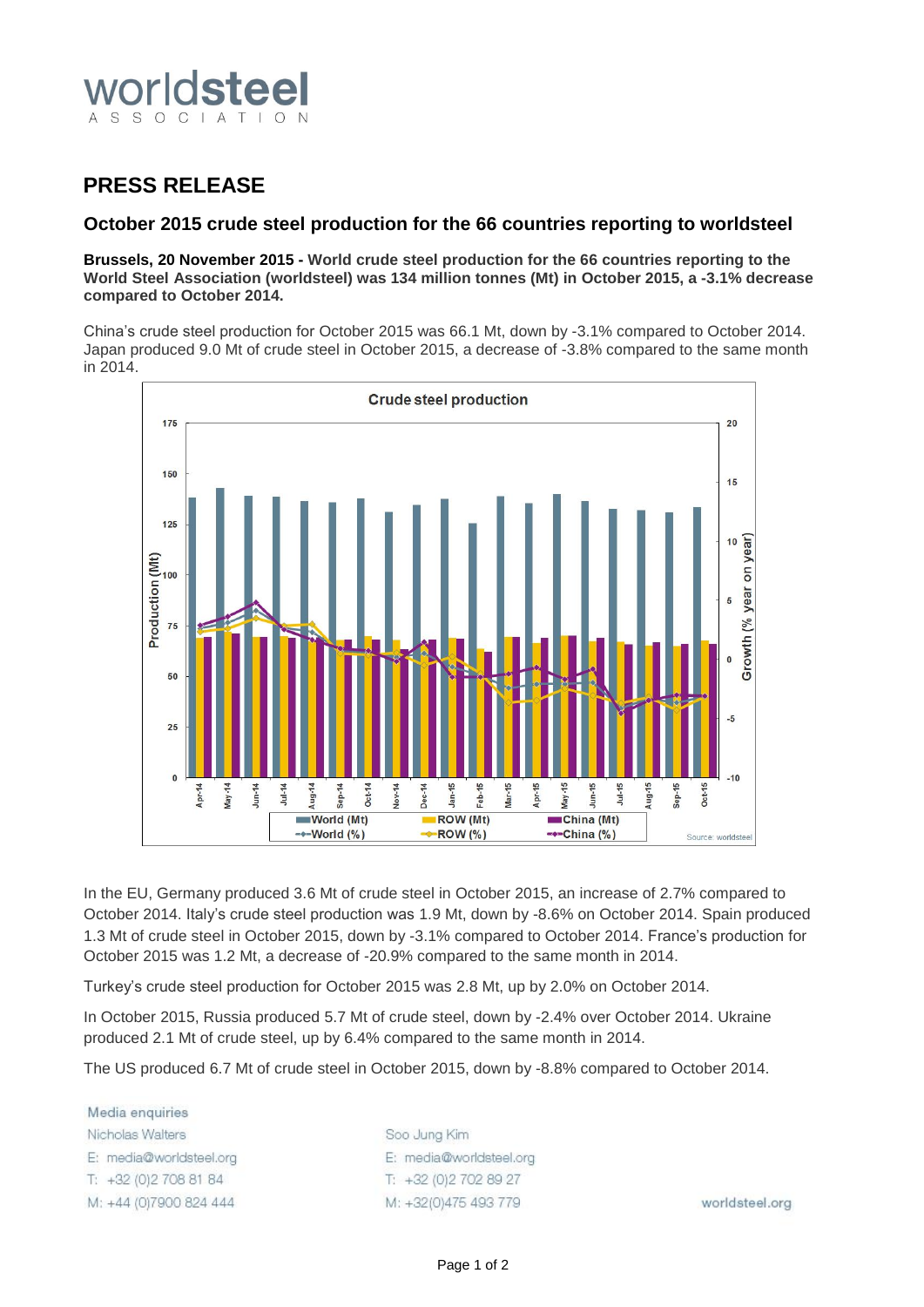# PRESS RELEASE

## October 2015 crude steel production for the 66 countries reporting to worldsteel

**Brussels, 20 November 2015 - World crude steel production for the 66 countries reporting to the World Steel Association (worldsteel) was 134 million tonnes (Mt) in October 2015, a -3.1% decrease compared to October 2014.**

China's crude steel production for October 2015 was 66.1 Mt, down by -3.1% compared to October 2014. Japan produced 9.0 Mt of crude steel in October 2015, a decrease of -3.8% compared to the same month in 2014.

In the EU, Germany produced 3.6 Mt of crude steel in October 2015, an increase of 2.7% compared to October 2014. Italy's crude steel production was 1.9 Mt, down by -8.6% on October 2014. Spain produced 1.3 Mt of crude steel in October 2015, down by -3.1% compared to October 2014. France's production for October 2015 was 1.2 Mt, a decrease of -20.9% compared to the same month in 2014.

Turkey's crude steel production for October 2015 was 2.8 Mt, up by 2.0% on October 2014.

In October 2015, Russia produced 5.7 Mt of crude steel, down by -2.4% over October 2014. Ukraine produced 2.1 Mt of crude steel, up by 6.4% compared to the same month in 2014.

The US produced 6.7 Mt of crude steel in October 2015, down by -8.8% compared to October 2014.

Media enquiries

Nicholas Walters
E: media@worldsteel.org
T: +32 (0)2 708 81 84
M: +44 (0)7900 824 444

Soo Jung Kim
E: media@worldsteel.org
T: +32 (0)2 702 89 27
M: +32(0)475 493 779

worldsteel.org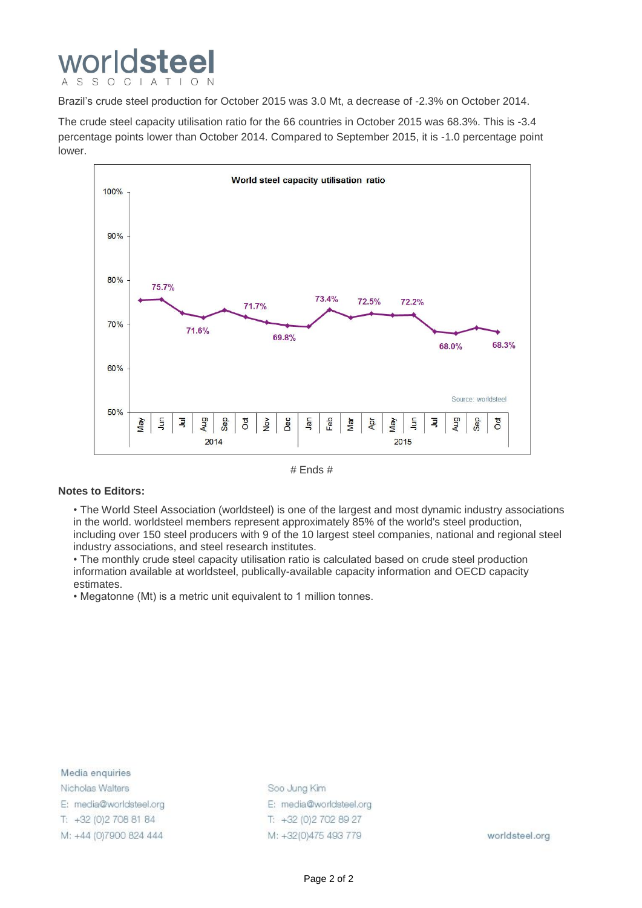# worldsteel
ASSOCIATION

Brazil's crude steel production for October 2015 was 3.0 Mt, a decrease of -2.3% on October 2014.

The crude steel capacity utilisation ratio for the 66 countries in October 2015 was 68.3%. This is -3.4 percentage points lower than October 2014. Compared to September 2015, it is -1.0 percentage point lower.

World steel capacity utilisation ratio

100%
90%
80%
70%
60%
50%

75.7%
71.6%
71.7%
69.8%
73.4%
72.5%
72.2%
68.0%
68.3%

May Jun Jul Aug Sep Oct Nov Dec Jan Feb Mar Apr May Jun Jul Aug Sep Oct

2014
2015

Source: worldsteel

# Ends #

**Notes to Editors:**

- The World Steel Association (worldsteel) is one of the largest and most dynamic industry associations in the world. worldsteel members represent approximately 85% of the world's steel production, including over 150 steel producers with 9 of the 10 largest steel companies, national and regional steel industry associations, and steel research institutes.
- The monthly crude steel capacity utilisation ratio is calculated based on crude steel production information available at worldsteel, publically-available capacity information and OECD capacity estimates.
- Megatonne (Mt) is a metric unit equivalent to 1 million tonnes.

Media enquiries

Nicholas Walters
E: media@worldsteel.org
T: +32 (0)2 708 81 84
M: +44 (0)7900 824 444

Soo Jung Kim
E: media@worldsteel.org
T: +32 (0)2 702 89 27
M: +32(0)475 493 779

worldsteel.org